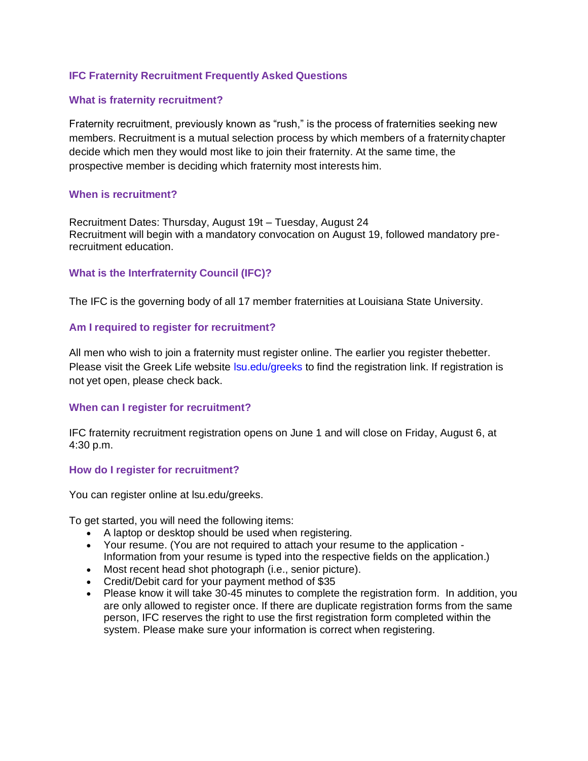## IFC Fraternity Recruitment Frequently Asked Questions

### What is fraternity recruitment?

Fraternity recruitment, previously known as "rush," is the process of fraternities seeking new members. Recruitment is a mutual selection process by which members of a fraternity chapter decide which men they would most like to join their fraternity. At the same time, the prospective member is deciding which fraternity most interests him.

### When is recruitment?

Recruitment Dates: Thursday, August 19t – Tuesday, August 24
Recruitment will begin with a mandatory convocation on August 19, followed mandatory pre-recruitment education.

### What is the Interfraternity Council (IFC)?

The IFC is the governing body of all 17 member fraternities at Louisiana State University.

### Am I required to register for recruitment?

All men who wish to join a fraternity must register online. The earlier you register thebetter. Please visit the Greek Life website lsu.edu/greeks to find the registration link. If registration is not yet open, please check back.

### When can I register for recruitment?

IFC fraternity recruitment registration opens on June 1 and will close on Friday, August 6, at 4:30 p.m.

### How do I register for recruitment?

You can register online at lsu.edu/greeks.

To get started, you will need the following items:

- A laptop or desktop should be used when registering.
- Your resume. (You are not required to attach your resume to the application - Information from your resume is typed into the respective fields on the application.)
- Most recent head shot photograph (i.e., senior picture).
- Credit/Debit card for your payment method of $35
- Please know it will take 30-45 minutes to complete the registration form. In addition, you are only allowed to register once. If there are duplicate registration forms from the same person, IFC reserves the right to use the first registration form completed within the system. Please make sure your information is correct when registering.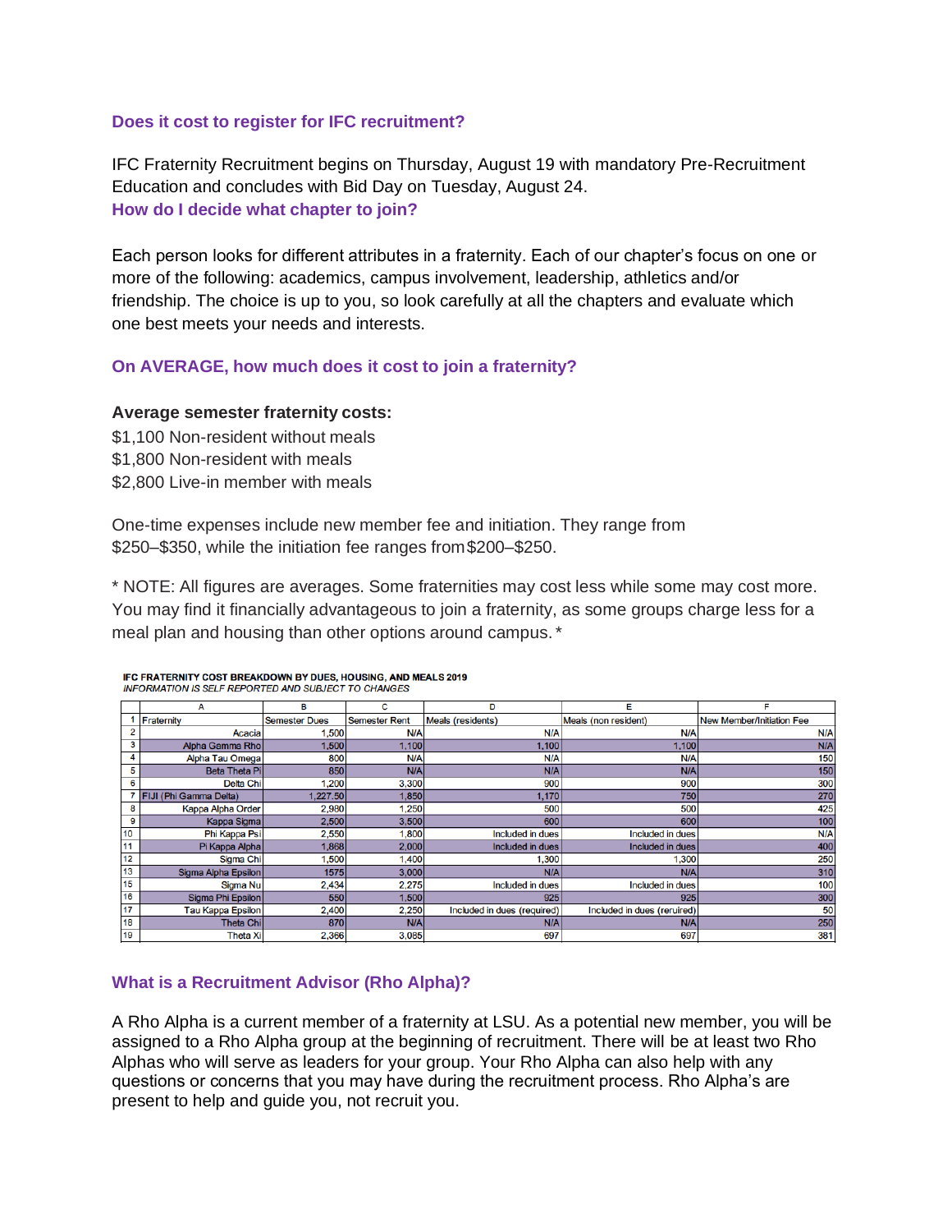### Does it cost to register for IFC recruitment?

IFC Fraternity Recruitment begins on Thursday, August 19 with mandatory Pre-Recruitment Education and concludes with Bid Day on Tuesday, August 24.

### How do I decide what chapter to join?

Each person looks for different attributes in a fraternity. Each of our chapter's focus on one or more of the following: academics, campus involvement, leadership, athletics and/or friendship. The choice is up to you, so look carefully at all the chapters and evaluate which one best meets your needs and interests.

### On AVERAGE, how much does it cost to join a fraternity?

**Average semester fraternity costs:**
$1,100 Non-resident without meals
$1,800 Non-resident with meals
$2,800 Live-in member with meals

One-time expenses include new member fee and initiation. They range from $250–$350, while the initiation fee ranges from $200–$250.

* NOTE: All figures are averages. Some fraternities may cost less while some may cost more. You may find it financially advantageous to join a fraternity, as some groups charge less for a meal plan and housing than other options around campus. *

**IFC FRATERNITY COST BREAKDOWN BY DUES, HOUSING, AND MEALS 2019**
*INFORMATION IS SELF REPORTED AND SUBJECT TO CHANGES*

| | A | B | C | D | E | F |
|---|---|---|---|---|---|---|
| 1 | Fraternity | Semester Dues | Semester Rent | Meals (residents) | Meals (non resident) | New Member/Initiation Fee |
| 2 | Acacia | 1,500 | N/A | N/A | N/A | N/A |
| 3 | Alpha Gamma Rho | 1,500 | 1,100 | 1,100 | 1,100 | N/A |
| 4 | Alpha Tau Omega | 800 | N/A | N/A | N/A | 150 |
| 5 | Beta Theta Pi | 850 | N/A | N/A | N/A | 150 |
| 6 | Delta Chi | 1,200 | 3,300 | 900 | 900 | 300 |
| 7 | FIJI (Phi Gamma Delta) | 1,227.50 | 1,850 | 1,170 | 750 | 270 |
| 8 | Kappa Alpha Order | 2,980 | 1,250 | 500 | 500 | 425 |
| 9 | Kappa Sigma | 2,500 | 3,500 | 600 | 600 | 100 |
| 10 | Phi Kappa Psi | 2,550 | 1,800 | Included in dues | Included in dues | N/A |
| 11 | Pi Kappa Alpha | 1,868 | 2,000 | Included in dues | Included in dues | 400 |
| 12 | Sigma Chi | 1,500 | 1,400 | 1,300 | 1,300 | 250 |
| 13 | Sigma Alpha Epsilon | 1575 | 3,000 | N/A | N/A | 310 |
| 15 | Sigma Nu | 2,434 | 2,275 | Included in dues | Included in dues | 100 |
| 16 | Sigma Phi Epsilon | 550 | 1,500 | 925 | 925 | 300 |
| 17 | Tau Kappa Epsilon | 2,400 | 2,250 | Included in dues (required) | Included in dues (reruired) | 50 |
| 18 | Theta Chi | 870 | N/A | N/A | N/A | 250 |
| 19 | Theta Xi | 2,366 | 3,085 | 697 | 697 | 381 |

### What is a Recruitment Advisor (Rho Alpha)?

A Rho Alpha is a current member of a fraternity at LSU. As a potential new member, you will be assigned to a Rho Alpha group at the beginning of recruitment. There will be at least two Rho Alphas who will serve as leaders for your group. Your Rho Alpha can also help with any questions or concerns that you may have during the recruitment process. Rho Alpha's are present to help and guide you, not recruit you.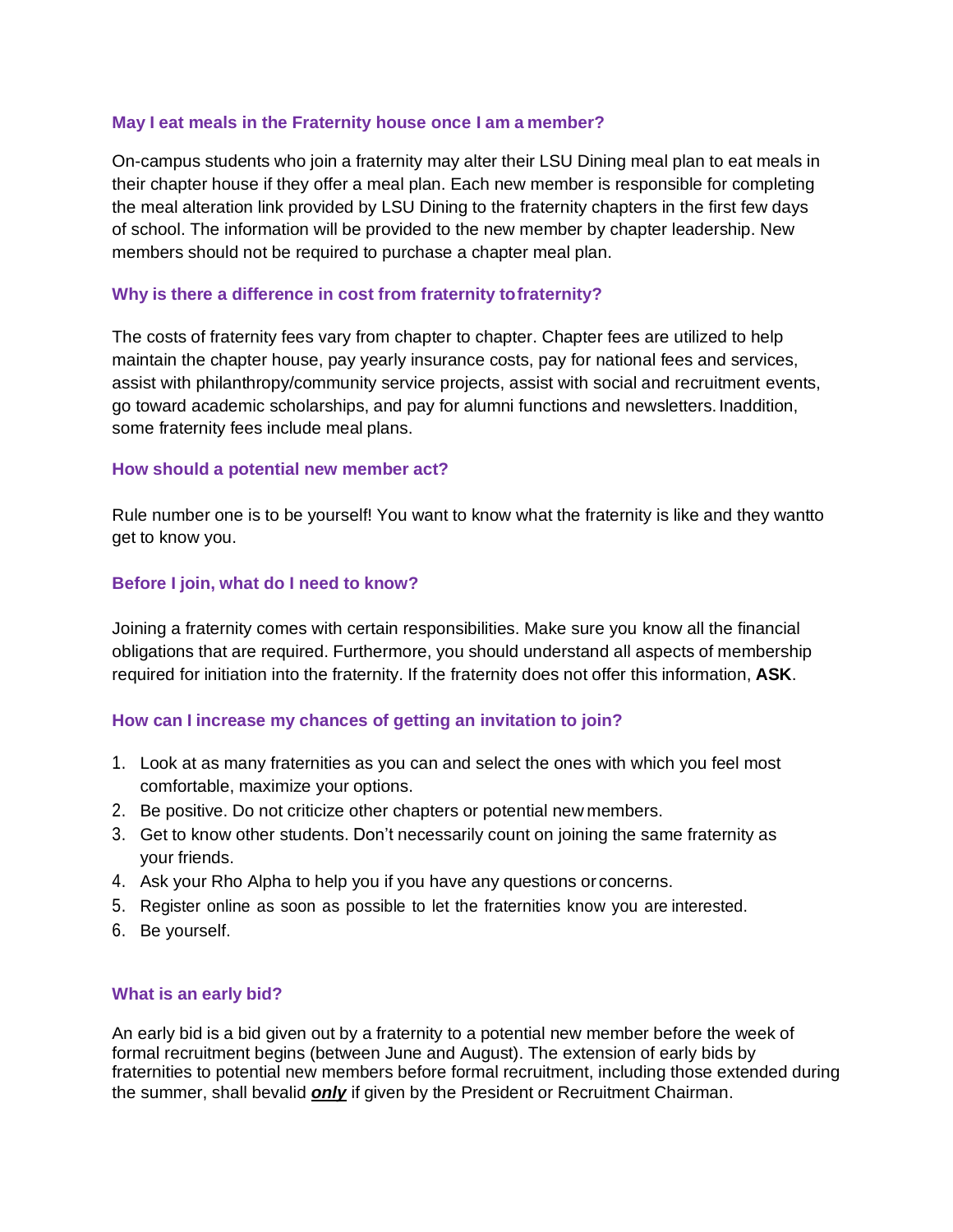### May I eat meals in the Fraternity house once I am a member?

On-campus students who join a fraternity may alter their LSU Dining meal plan to eat meals in their chapter house if they offer a meal plan. Each new member is responsible for completing the meal alteration link provided by LSU Dining to the fraternity chapters in the first few days of school. The information will be provided to the new member by chapter leadership. New members should not be required to purchase a chapter meal plan.

### Why is there a difference in cost from fraternity to fraternity?

The costs of fraternity fees vary from chapter to chapter. Chapter fees are utilized to help maintain the chapter house, pay yearly insurance costs, pay for national fees and services, assist with philanthropy/community service projects, assist with social and recruitment events, go toward academic scholarships, and pay for alumni functions and newsletters. In addition, some fraternity fees include meal plans.

### How should a potential new member act?

Rule number one is to be yourself! You want to know what the fraternity is like and they want to get to know you.

### Before I join, what do I need to know?

Joining a fraternity comes with certain responsibilities. Make sure you know all the financial obligations that are required. Furthermore, you should understand all aspects of membership required for initiation into the fraternity. If the fraternity does not offer this information, **ASK**.

### How can I increase my chances of getting an invitation to join?

1. Look at as many fraternities as you can and select the ones with which you feel most comfortable, maximize your options.
2. Be positive. Do not criticize other chapters or potential new members.
3. Get to know other students. Don't necessarily count on joining the same fraternity as your friends.
4. Ask your Rho Alpha to help you if you have any questions or concerns.
5. Register online as soon as possible to let the fraternities know you are interested.
6. Be yourself.

### What is an early bid?

An early bid is a bid given out by a fraternity to a potential new member before the week of formal recruitment begins (between June and August). The extension of early bids by fraternities to potential new members before formal recruitment, including those extended during the summer, shall be valid ***only*** if given by the President or Recruitment Chairman.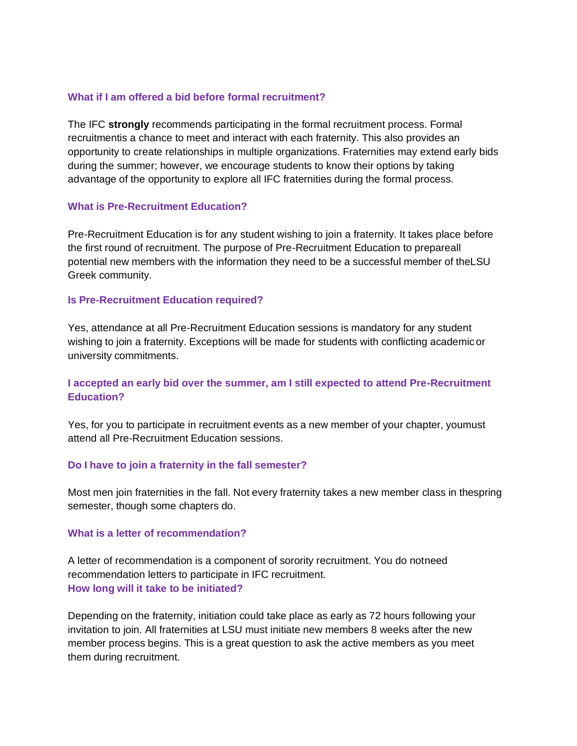### What if I am offered a bid before formal recruitment?

The IFC **strongly** recommends participating in the formal recruitment process. Formal recruitmentis a chance to meet and interact with each fraternity. This also provides an opportunity to create relationships in multiple organizations. Fraternities may extend early bids during the summer; however, we encourage students to know their options by taking advantage of the opportunity to explore all IFC fraternities during the formal process.

### What is Pre-Recruitment Education?

Pre-Recruitment Education is for any student wishing to join a fraternity. It takes place before the first round of recruitment. The purpose of Pre-Recruitment Education to prepareall potential new members with the information they need to be a successful member of theLSU Greek community.

### Is Pre-Recruitment Education required?

Yes, attendance at all Pre-Recruitment Education sessions is mandatory for any student wishing to join a fraternity. Exceptions will be made for students with conflicting academic or university commitments.

### I accepted an early bid over the summer, am I still expected to attend Pre-Recruitment Education?

Yes, for you to participate in recruitment events as a new member of your chapter, youmust attend all Pre-Recruitment Education sessions.

### Do I have to join a fraternity in the fall semester?

Most men join fraternities in the fall. Not every fraternity takes a new member class in thespring semester, though some chapters do.

### What is a letter of recommendation?

A letter of recommendation is a component of sorority recruitment. You do notneed recommendation letters to participate in IFC recruitment.

### How long will it take to be initiated?

Depending on the fraternity, initiation could take place as early as 72 hours following your invitation to join. All fraternities at LSU must initiate new members 8 weeks after the new member process begins. This is a great question to ask the active members as you meet them during recruitment.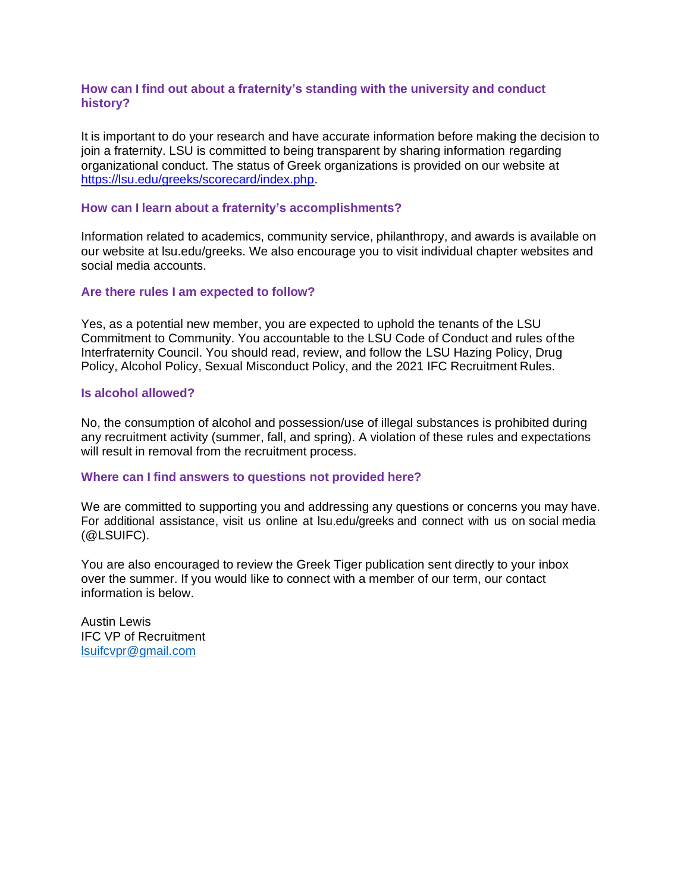### How can I find out about a fraternity's standing with the university and conduct history?

It is important to do your research and have accurate information before making the decision to join a fraternity. LSU is committed to being transparent by sharing information regarding organizational conduct. The status of Greek organizations is provided on our website at https://lsu.edu/greeks/scorecard/index.php.

### How can I learn about a fraternity's accomplishments?

Information related to academics, community service, philanthropy, and awards is available on our website at lsu.edu/greeks. We also encourage you to visit individual chapter websites and social media accounts.

### Are there rules I am expected to follow?

Yes, as a potential new member, you are expected to uphold the tenants of the LSU Commitment to Community. You accountable to the LSU Code of Conduct and rules of the Interfraternity Council. You should read, review, and follow the LSU Hazing Policy, Drug Policy, Alcohol Policy, Sexual Misconduct Policy, and the 2021 IFC Recruitment Rules.

### Is alcohol allowed?

No, the consumption of alcohol and possession/use of illegal substances is prohibited during any recruitment activity (summer, fall, and spring). A violation of these rules and expectations will result in removal from the recruitment process.

### Where can I find answers to questions not provided here?

We are committed to supporting you and addressing any questions or concerns you may have. For additional assistance, visit us online at lsu.edu/greeks and connect with us on social media (@LSUIFC).

You are also encouraged to review the Greek Tiger publication sent directly to your inbox over the summer. If you would like to connect with a member of our term, our contact information is below.

Austin Lewis
IFC VP of Recruitment
lsuifcvpr@gmail.com